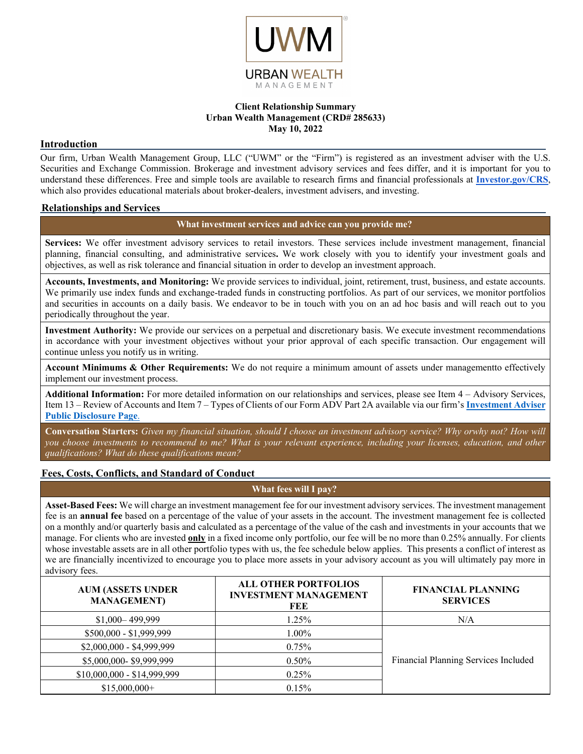URBAN WEALTH MANAGEMENT

**Client Relationship Summary**
**Urban Wealth Management (CRD# 285633)**
**May 10, 2022**

## Introduction

Our firm, Urban Wealth Management Group, LLC ("UWM" or the "Firm") is registered as an investment adviser with the U.S. Securities and Exchange Commission. Brokerage and investment advisory services and fees differ, and it is important for you to understand these differences. Free and simple tools are available to research firms and financial professionals at **Investor.gov/CRS**, which also provides educational materials about broker-dealers, investment advisers, and investing.

## Relationships and Services

### What investment services and advice can you provide me?

**Services:** We offer investment advisory services to retail investors. These services include investment management, financial planning, financial consulting, and administrative services**.** We work closely with you to identify your investment goals and objectives, as well as risk tolerance and financial situation in order to develop an investment approach.

**Accounts, Investments, and Monitoring:** We provide services to individual, joint, retirement, trust, business, and estate accounts. We primarily use index funds and exchange-traded funds in constructing portfolios. As part of our services, we monitor portfolios and securities in accounts on a daily basis. We endeavor to be in touch with you on an ad hoc basis and will reach out to you periodically throughout the year.

**Investment Authority:** We provide our services on a perpetual and discretionary basis. We execute investment recommendations in accordance with your investment objectives without your prior approval of each specific transaction. Our engagement will continue unless you notify us in writing.

**Account Minimums & Other Requirements:** We do not require a minimum amount of assets under managementto effectively implement our investment process.

**Additional Information:** For more detailed information on our relationships and services, please see Item 4 – Advisory Services, Item 13 – Review of Accounts and Item 7 – Types of Clients of our Form ADV Part 2A available via our firm's **Investment Adviser Public Disclosure Page**.

**Conversation Starters:** *Given my financial situation, should I choose an investment advisory service? Why orwhy not? How will you choose investments to recommend to me? What is your relevant experience, including your licenses, education, and other qualifications? What do these qualifications mean?*

## Fees, Costs, Conflicts, and Standard of Conduct

### What fees will I pay?

**Asset-Based Fees:** We will charge an investment management fee for our investment advisory services. The investment management fee is an **annual fee** based on a percentage of the value of your assets in the account. The investment management fee is collected on a monthly and/or quarterly basis and calculated as a percentage of the value of the cash and investments in your accounts that we manage. For clients who are invested **only** in a fixed income only portfolio, our fee will be no more than 0.25% annually. For clients whose investable assets are in all other portfolio types with us, the fee schedule below applies. This presents a conflict of interest as we are financially incentivized to encourage you to place more assets in your advisory account as you will ultimately pay more in advisory fees.

| AUM (ASSETS UNDER MANAGEMENT) | ALL OTHER PORTFOLIOS INVESTMENT MANAGEMENT FEE | FINANCIAL PLANNING SERVICES |
|---|---|---|
| $1,000– 499,999 | 1.25% | N/A |
| $500,000 - $1,999,999 | 1.00% | Financial Planning Services Included |
| $2,000,000 - $4,999,999 | 0.75% | |
| $5,000,000- $9,999,999 | 0.50% | |
| $10,000,000 - $14,999,999 | 0.25% | |
| $15,000,000+ | 0.15% | |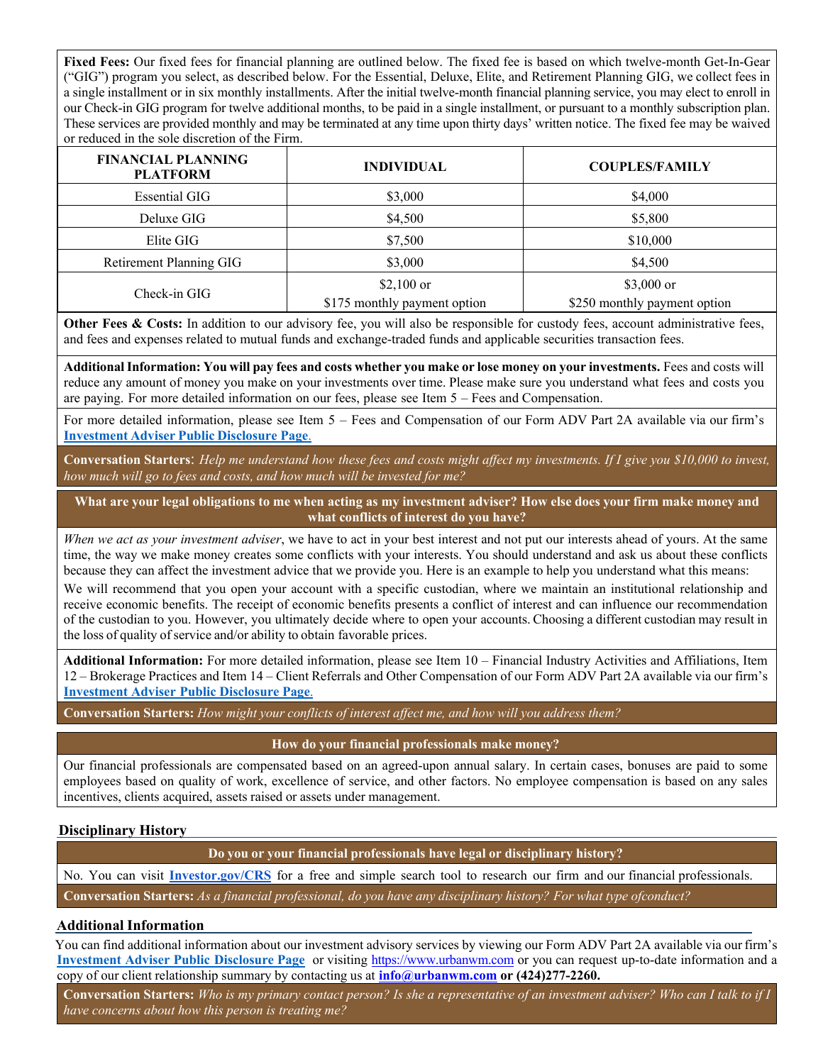**Fixed Fees:** Our fixed fees for financial planning are outlined below. The fixed fee is based on which twelve-month Get-In-Gear ("GIG") program you select, as described below. For the Essential, Deluxe, Elite, and Retirement Planning GIG, we collect fees in a single installment or in six monthly installments. After the initial twelve-month financial planning service, you may elect to enroll in our Check-in GIG program for twelve additional months, to be paid in a single installment, or pursuant to a monthly subscription plan. These services are provided monthly and may be terminated at any time upon thirty days' written notice. The fixed fee may be waived or reduced in the sole discretion of the Firm.

| FINANCIAL PLANNING PLATFORM | INDIVIDUAL | COUPLES/FAMILY |
|---|---|---|
| Essential GIG | $3,000 | $4,000 |
| Deluxe GIG | $4,500 | $5,800 |
| Elite GIG | $7,500 | $10,000 |
| Retirement Planning GIG | $3,000 | $4,500 |
| Check-in GIG | $2,100 or $175 monthly payment option | $3,000 or $250 monthly payment option |

**Other Fees & Costs:** In addition to our advisory fee, you will also be responsible for custody fees, account administrative fees, and fees and expenses related to mutual funds and exchange-traded funds and applicable securities transaction fees.

**Additional Information: You will pay fees and costs whether you make or lose money on your investments.** Fees and costs will reduce any amount of money you make on your investments over time. Please make sure you understand what fees and costs you are paying. For more detailed information on our fees, please see Item 5 – Fees and Compensation.

For more detailed information, please see Item 5 – Fees and Compensation of our Form ADV Part 2A available via our firm's **Investment Adviser Public Disclosure Page**.

**Conversation Starters**: *Help me understand how these fees and costs might affect my investments. If I give you $10,000 to invest, how much will go to fees and costs, and how much will be invested for me?*

**What are your legal obligations to me when acting as my investment adviser? How else does your firm make money and what conflicts of interest do you have?**

*When we act as your investment adviser*, we have to act in your best interest and not put our interests ahead of yours. At the same time, the way we make money creates some conflicts with your interests. You should understand and ask us about these conflicts because they can affect the investment advice that we provide you. Here is an example to help you understand what this means:

We will recommend that you open your account with a specific custodian, where we maintain an institutional relationship and receive economic benefits. The receipt of economic benefits presents a conflict of interest and can influence our recommendation of the custodian to you. However, you ultimately decide where to open your accounts. Choosing a different custodian may result in the loss of quality of service and/or ability to obtain favorable prices.

**Additional Information:** For more detailed information, please see Item 10 – Financial Industry Activities and Affiliations, Item 12 – Brokerage Practices and Item 14 – Client Referrals and Other Compensation of our Form ADV Part 2A available via our firm's **Investment Adviser Public Disclosure Page**.

**Conversation Starters:** *How might your conflicts of interest affect me, and how will you address them?*

**How do your financial professionals make money?**

Our financial professionals are compensated based on an agreed-upon annual salary. In certain cases, bonuses are paid to some employees based on quality of work, excellence of service, and other factors. No employee compensation is based on any sales incentives, clients acquired, assets raised or assets under management.

## Disciplinary History

**Do you or your financial professionals have legal or disciplinary history?**

No. You can visit **Investor.gov/CRS** for a free and simple search tool to research our firm and our financial professionals.

**Conversation Starters:** *As a financial professional, do you have any disciplinary history? For what type ofconduct?*

## Additional Information

You can find additional information about our investment advisory services by viewing our Form ADV Part 2A available via our firm's **Investment Adviser Public Disclosure Page** or visiting https://www.urbanwm.com or you can request up-to-date information and a copy of our client relationship summary by contacting us at **info@urbanwm.com or (424)277-2260.**

**Conversation Starters:** *Who is my primary contact person? Is she a representative of an investment adviser? Who can I talk to if I have concerns about how this person is treating me?*